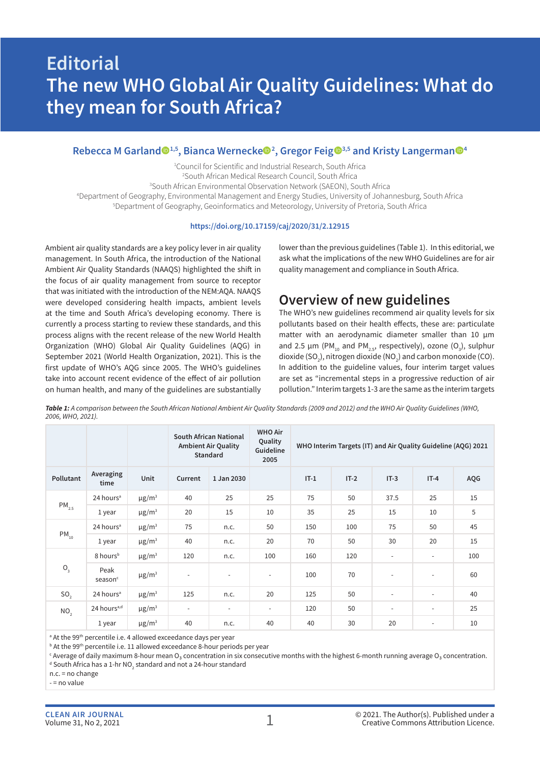# Editorial

# The new WHO Global Air Quality Guidelines: What do they mean for South Africa?

**Rebecca M Garland[1,5], Bianca Wernecke[2], Gregor Feig[3,5] and Kristy Langerman[4]**

[1]Council for Scientific and Industrial Research, South Africa
[2]South African Medical Research Council, South Africa
[3]South African Environmental Observation Network (SAEON), South Africa
[4]Department of Geography, Environmental Management and Energy Studies, University of Johannesburg, South Africa
[5]Department of Geography, Geoinformatics and Meteorology, University of Pretoria, South Africa

https://doi.org/10.17159/caj/2020/31/2.12915

Ambient air quality standards are a key policy lever in air quality management. In South Africa, the introduction of the National Ambient Air Quality Standards (NAAQS) highlighted the shift in the focus of air quality management from source to receptor that was initiated with the introduction of the NEM:AQA. NAAQS were developed considering health impacts, ambient levels at the time and South Africa's developing economy. There is currently a process starting to review these standards, and this process aligns with the recent release of the new World Health Organization (WHO) Global Air Quality Guidelines (AQG) in September 2021 (World Health Organization, 2021). This is the first update of WHO's AQG since 2005. The WHO's guidelines take into account recent evidence of the effect of air pollution on human health, and many of the guidelines are substantially lower than the previous guidelines (Table 1). In this editorial, we ask what the implications of the new WHO Guidelines are for air quality management and compliance in South Africa.

## Overview of new guidelines

The WHO's new guidelines recommend air quality levels for six pollutants based on their health effects, these are: particulate matter with an aerodynamic diameter smaller than 10 µm and 2.5 µm ($PM_{10}$ and $PM_{2.5}$, respectively), ozone ($O_3$), sulphur dioxide ($SO_2$), nitrogen dioxide ($NO_2$) and carbon monoxide (CO). In addition to the guideline values, four interim target values are set as "incremental steps in a progressive reduction of air pollution." Interim targets 1-3 are the same as the interim targets

***Table 1:*** *A comparison between the South African National Ambient Air Quality Standards (2009 and 2012) and the WHO Air Quality Guidelines (WHO, 2006, WHO, 2021).*

| | | | South African National Ambient Air Quality Standard | | WHO Air Quality Guideline 2005 | WHO Interim Targets (IT) and Air Quality Guideline (AQG) 2021 | | | | |
|---|---|---|---|---|---|---|---|---|---|---|
| Pollutant | Averaging time | Unit | Current | 1 Jan 2030 | | IT-1 | IT-2 | IT-3 | IT-4 | AQG |
| $PM_{2.5}$ | 24 hours[a] | µg/m³ | 40 | 25 | 25 | 75 | 50 | 37.5 | 25 | 15 |
| | 1 year | µg/m³ | 20 | 15 | 10 | 35 | 25 | 15 | 10 | 5 |
| $PM_{10}$ | 24 hours[a] | µg/m³ | 75 | n.c. | 50 | 150 | 100 | 75 | 50 | 45 |
| | 1 year | µg/m³ | 40 | n.c. | 20 | 70 | 50 | 30 | 20 | 15 |
| $O_3$ | 8 hours[b] | µg/m³ | 120 | n.c. | 100 | 160 | 120 | - | - | 100 |
| | Peak season[c] | µg/m³ | - | - | - | 100 | 70 | - | - | 60 |
| $SO_2$ | 24 hours[a] | µg/m³ | 125 | n.c. | 20 | 125 | 50 | - | - | 40 |
| $NO_2$ | 24 hours[a,d] | µg/m³ | - | - | - | 120 | 50 | - | - | 25 |
| | 1 year | µg/m³ | 40 | n.c. | 40 | 40 | 30 | 20 | - | 10 |

[a] At the 99th percentile i.e. 4 allowed exceedance days per year
[b] At the 99th percentile i.e. 11 allowed exceedance 8-hour periods per year
[c] Average of daily maximum 8-hour mean $O_3$ concentration in six consecutive months with the highest 6-month running average $O_3$ concentration.
[d] South Africa has a 1-hr $NO_2$ standard and not a 24-hour standard
n.c. = no change
\- = no value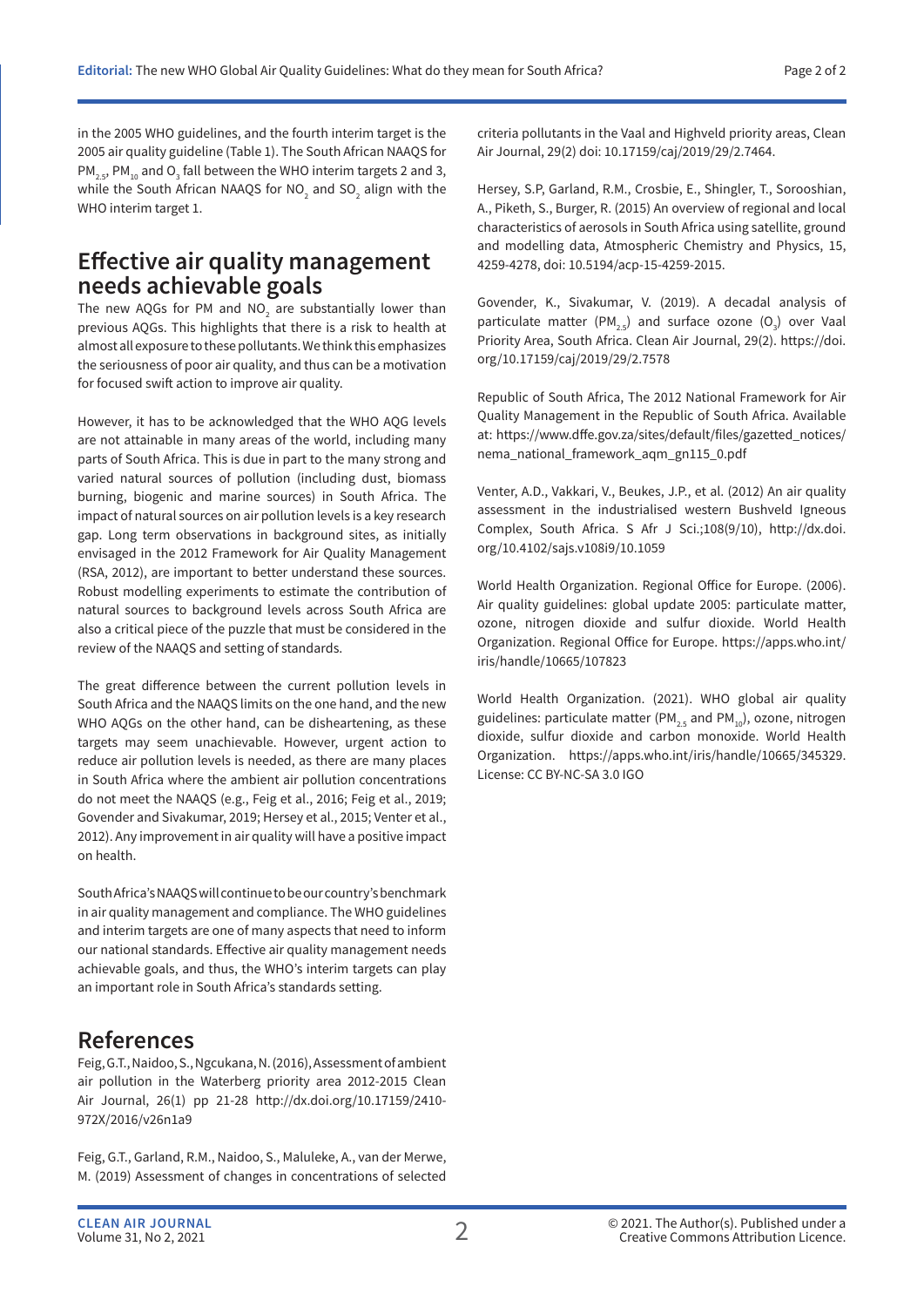in the 2005 WHO guidelines, and the fourth interim target is the 2005 air quality guideline (Table 1). The South African NAAQS for $PM_{2.5}$, $PM_{10}$ and $O_3$ fall between the WHO interim targets 2 and 3, while the South African NAAQS for $NO_2$ and $SO_2$ align with the WHO interim target 1.

## Effective air quality management needs achievable goals

The new AQGs for PM and $NO_2$ are substantially lower than previous AQGs. This highlights that there is a risk to health at almost all exposure to these pollutants. We think this emphasizes the seriousness of poor air quality, and thus can be a motivation for focused swift action to improve air quality.

However, it has to be acknowledged that the WHO AQG levels are not attainable in many areas of the world, including many parts of South Africa. This is due in part to the many strong and varied natural sources of pollution (including dust, biomass burning, biogenic and marine sources) in South Africa. The impact of natural sources on air pollution levels is a key research gap. Long term observations in background sites, as initially envisaged in the 2012 Framework for Air Quality Management (RSA, 2012), are important to better understand these sources. Robust modelling experiments to estimate the contribution of natural sources to background levels across South Africa are also a critical piece of the puzzle that must be considered in the review of the NAAQS and setting of standards.

The great difference between the current pollution levels in South Africa and the NAAQS limits on the one hand, and the new WHO AQGs on the other hand, can be disheartening, as these targets may seem unachievable. However, urgent action to reduce air pollution levels is needed, as there are many places in South Africa where the ambient air pollution concentrations do not meet the NAAQS (e.g., Feig et al., 2016; Feig et al., 2019; Govender and Sivakumar, 2019; Hersey et al., 2015; Venter et al., 2012). Any improvement in air quality will have a positive impact on health.

South Africa's NAAQS will continue to be our country's benchmark in air quality management and compliance. The WHO guidelines and interim targets are one of many aspects that need to inform our national standards. Effective air quality management needs achievable goals, and thus, the WHO's interim targets can play an important role in South Africa's standards setting.

## References

Feig, G.T., Naidoo, S., Ngcukana, N. (2016), Assessment of ambient air pollution in the Waterberg priority area 2012-2015 Clean Air Journal, 26(1) pp 21-28 http://dx.doi.org/10.17159/2410-972X/2016/v26n1a9

Feig, G.T., Garland, R.M., Naidoo, S., Maluleke, A., van der Merwe, M. (2019) Assessment of changes in concentrations of selected criteria pollutants in the Vaal and Highveld priority areas, Clean Air Journal, 29(2) doi: 10.17159/caj/2019/29/2.7464.

Hersey, S.P, Garland, R.M., Crosbie, E., Shingler, T., Sorooshian, A., Piketh, S., Burger, R. (2015) An overview of regional and local characteristics of aerosols in South Africa using satellite, ground and modelling data, Atmospheric Chemistry and Physics, 15, 4259-4278, doi: 10.5194/acp-15-4259-2015.

Govender, K., Sivakumar, V. (2019). A decadal analysis of particulate matter ($PM_{2.5}$) and surface ozone ($O_3$) over Vaal Priority Area, South Africa. Clean Air Journal, 29(2). https://doi.org/10.17159/caj/2019/29/2.7578

Republic of South Africa, The 2012 National Framework for Air Quality Management in the Republic of South Africa. Available at: https://www.dffe.gov.za/sites/default/files/gazetted_notices/nema_national_framework_aqm_gn115_0.pdf

Venter, A.D., Vakkari, V., Beukes, J.P., et al. (2012) An air quality assessment in the industrialised western Bushveld Igneous Complex, South Africa. S Afr J Sci.;108(9/10), http://dx.doi.org/10.4102/sajs.v108i9/10.1059

World Health Organization. Regional Office for Europe. (2006). Air quality guidelines: global update 2005: particulate matter, ozone, nitrogen dioxide and sulfur dioxide. World Health Organization. Regional Office for Europe. https://apps.who.int/iris/handle/10665/107823

World Health Organization. (2021). WHO global air quality guidelines: particulate matter ($PM_{2.5}$ and $PM_{10}$), ozone, nitrogen dioxide, sulfur dioxide and carbon monoxide. World Health Organization. https://apps.who.int/iris/handle/10665/345329. License: CC BY-NC-SA 3.0 IGO